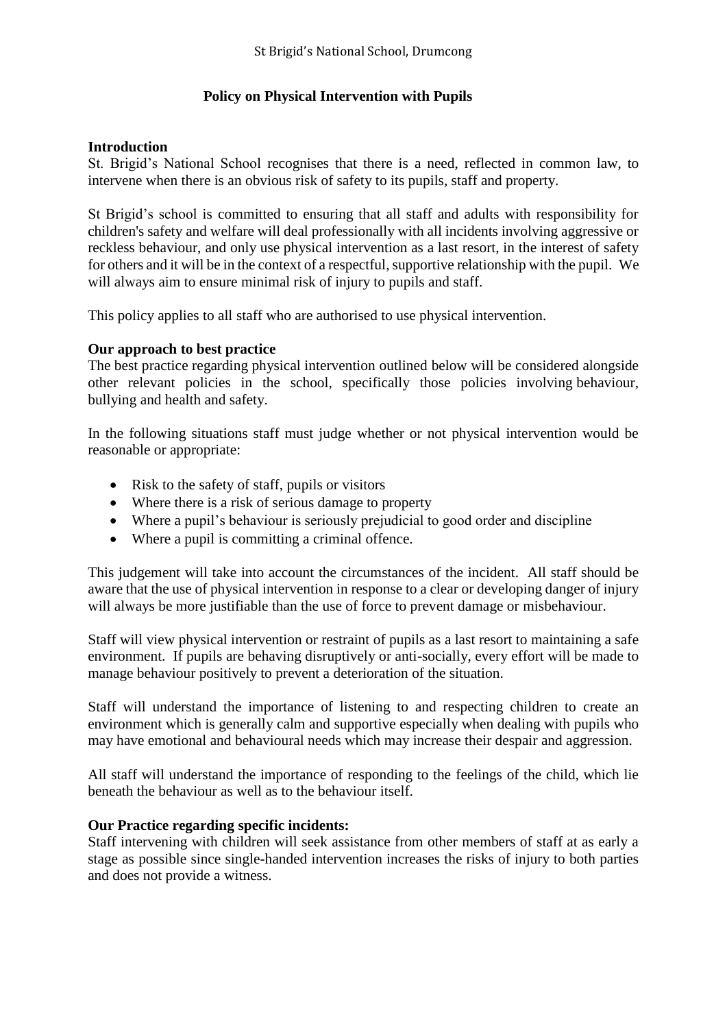St Brigid's National School, Drumcong

# Policy on Physical Intervention with Pupils

**Introduction**

St. Brigid's National School recognises that there is a need, reflected in common law, to intervene when there is an obvious risk of safety to its pupils, staff and property.

St Brigid's school is committed to ensuring that all staff and adults with responsibility for children's safety and welfare will deal professionally with all incidents involving aggressive or reckless behaviour, and only use physical intervention as a last resort, in the interest of safety for others and it will be in the context of a respectful, supportive relationship with the pupil. We will always aim to ensure minimal risk of injury to pupils and staff.

This policy applies to all staff who are authorised to use physical intervention.

**Our approach to best practice**

The best practice regarding physical intervention outlined below will be considered alongside other relevant policies in the school, specifically those policies involving behaviour, bullying and health and safety.

In the following situations staff must judge whether or not physical intervention would be reasonable or appropriate:

- Risk to the safety of staff, pupils or visitors
- Where there is a risk of serious damage to property
- Where a pupil's behaviour is seriously prejudicial to good order and discipline
- Where a pupil is committing a criminal offence.

This judgement will take into account the circumstances of the incident. All staff should be aware that the use of physical intervention in response to a clear or developing danger of injury will always be more justifiable than the use of force to prevent damage or misbehaviour.

Staff will view physical intervention or restraint of pupils as a last resort to maintaining a safe environment. If pupils are behaving disruptively or anti-socially, every effort will be made to manage behaviour positively to prevent a deterioration of the situation.

Staff will understand the importance of listening to and respecting children to create an environment which is generally calm and supportive especially when dealing with pupils who may have emotional and behavioural needs which may increase their despair and aggression.

All staff will understand the importance of responding to the feelings of the child, which lie beneath the behaviour as well as to the behaviour itself.

**Our Practice regarding specific incidents:**

Staff intervening with children will seek assistance from other members of staff at as early a stage as possible since single-handed intervention increases the risks of injury to both parties and does not provide a witness.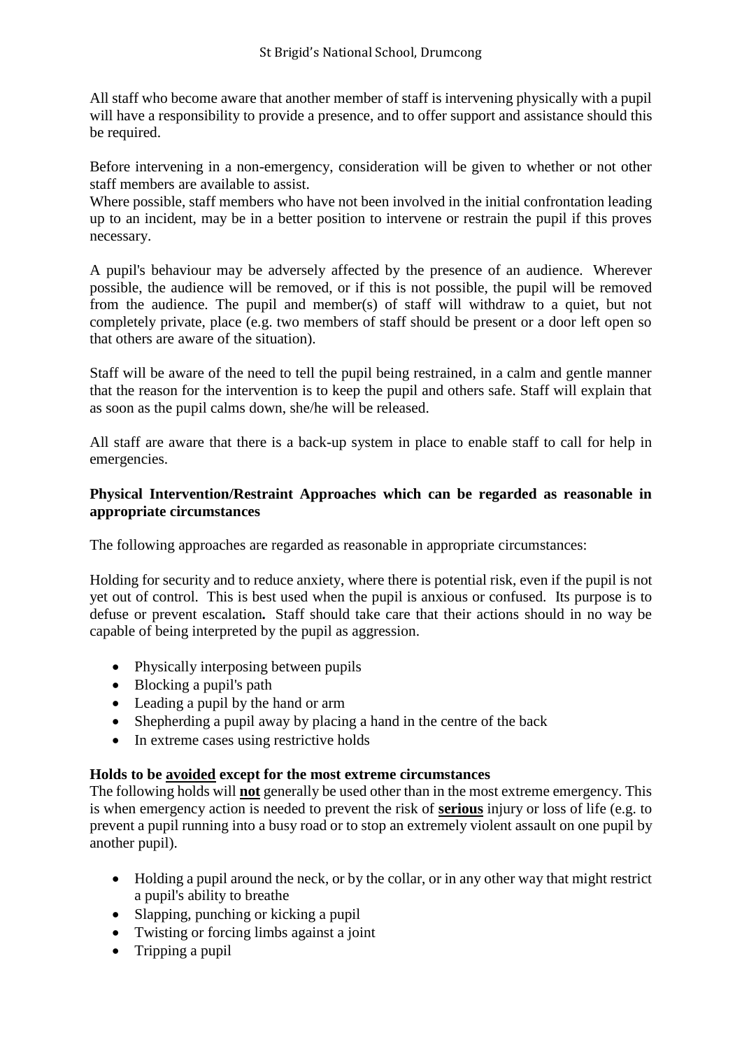All staff who become aware that another member of staff is intervening physically with a pupil will have a responsibility to provide a presence, and to offer support and assistance should this be required.

Before intervening in a non-emergency, consideration will be given to whether or not other staff members are available to assist.
Where possible, staff members who have not been involved in the initial confrontation leading up to an incident, may be in a better position to intervene or restrain the pupil if this proves necessary.

A pupil's behaviour may be adversely affected by the presence of an audience. Wherever possible, the audience will be removed, or if this is not possible, the pupil will be removed from the audience. The pupil and member(s) of staff will withdraw to a quiet, but not completely private, place (e.g. two members of staff should be present or a door left open so that others are aware of the situation).

Staff will be aware of the need to tell the pupil being restrained, in a calm and gentle manner that the reason for the intervention is to keep the pupil and others safe. Staff will explain that as soon as the pupil calms down, she/he will be released.

All staff are aware that there is a back-up system in place to enable staff to call for help in emergencies.

**Physical Intervention/Restraint Approaches which can be regarded as reasonable in appropriate circumstances**

The following approaches are regarded as reasonable in appropriate circumstances:

Holding for security and to reduce anxiety, where there is potential risk, even if the pupil is not yet out of control. This is best used when the pupil is anxious or confused. Its purpose is to defuse or prevent escalation**.** Staff should take care that their actions should in no way be capable of being interpreted by the pupil as aggression.

- Physically interposing between pupils
- Blocking a pupil's path
- Leading a pupil by the hand or arm
- Shepherding a pupil away by placing a hand in the centre of the back
- In extreme cases using restrictive holds

**Holds to be <u>avoided</u> except for the most extreme circumstances**

The following holds will **<u>not</u>** generally be used other than in the most extreme emergency. This is when emergency action is needed to prevent the risk of **<u>serious</u>** injury or loss of life (e.g. to prevent a pupil running into a busy road or to stop an extremely violent assault on one pupil by another pupil).

- Holding a pupil around the neck, or by the collar, or in any other way that might restrict a pupil's ability to breathe
- Slapping, punching or kicking a pupil
- Twisting or forcing limbs against a joint
- Tripping a pupil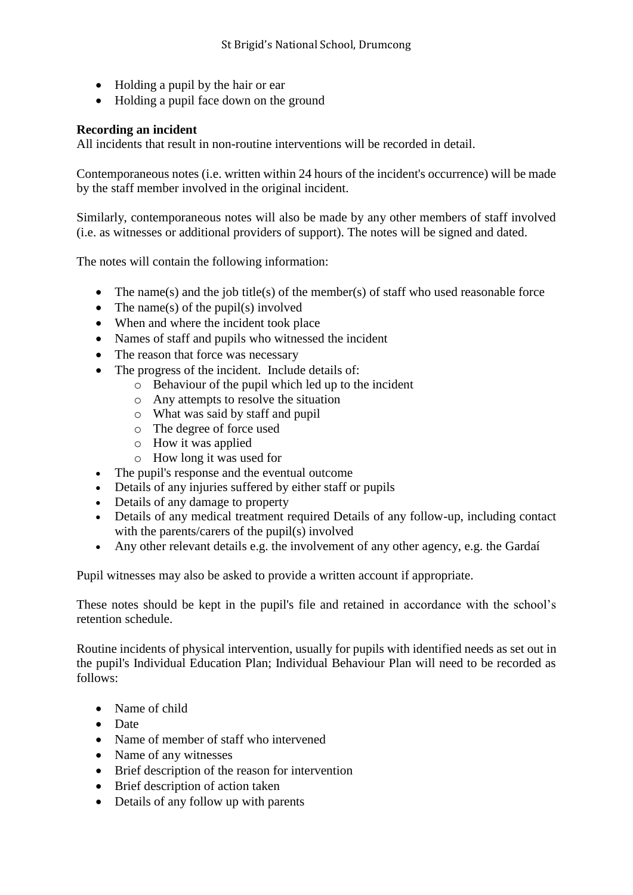- Holding a pupil by the hair or ear
- Holding a pupil face down on the ground

**Recording an incident**
All incidents that result in non-routine interventions will be recorded in detail.

Contemporaneous notes (i.e. written within 24 hours of the incident's occurrence) will be made by the staff member involved in the original incident.

Similarly, contemporaneous notes will also be made by any other members of staff involved (i.e. as witnesses or additional providers of support). The notes will be signed and dated.

The notes will contain the following information:

- The name(s) and the job title(s) of the member(s) of staff who used reasonable force
- The name(s) of the pupil(s) involved
- When and where the incident took place
- Names of staff and pupils who witnessed the incident
- The reason that force was necessary
- The progress of the incident. Include details of:
    - Behaviour of the pupil which led up to the incident
    - Any attempts to resolve the situation
    - What was said by staff and pupil
    - The degree of force used
    - How it was applied
    - How long it was used for
- The pupil's response and the eventual outcome
- Details of any injuries suffered by either staff or pupils
- Details of any damage to property
- Details of any medical treatment required Details of any follow-up, including contact with the parents/carers of the pupil(s) involved
- Any other relevant details e.g. the involvement of any other agency, e.g. the Gardaí

Pupil witnesses may also be asked to provide a written account if appropriate.

These notes should be kept in the pupil's file and retained in accordance with the school's retention schedule.

Routine incidents of physical intervention, usually for pupils with identified needs as set out in the pupil's Individual Education Plan; Individual Behaviour Plan will need to be recorded as follows:

- Name of child
- Date
- Name of member of staff who intervened
- Name of any witnesses
- Brief description of the reason for intervention
- Brief description of action taken
- Details of any follow up with parents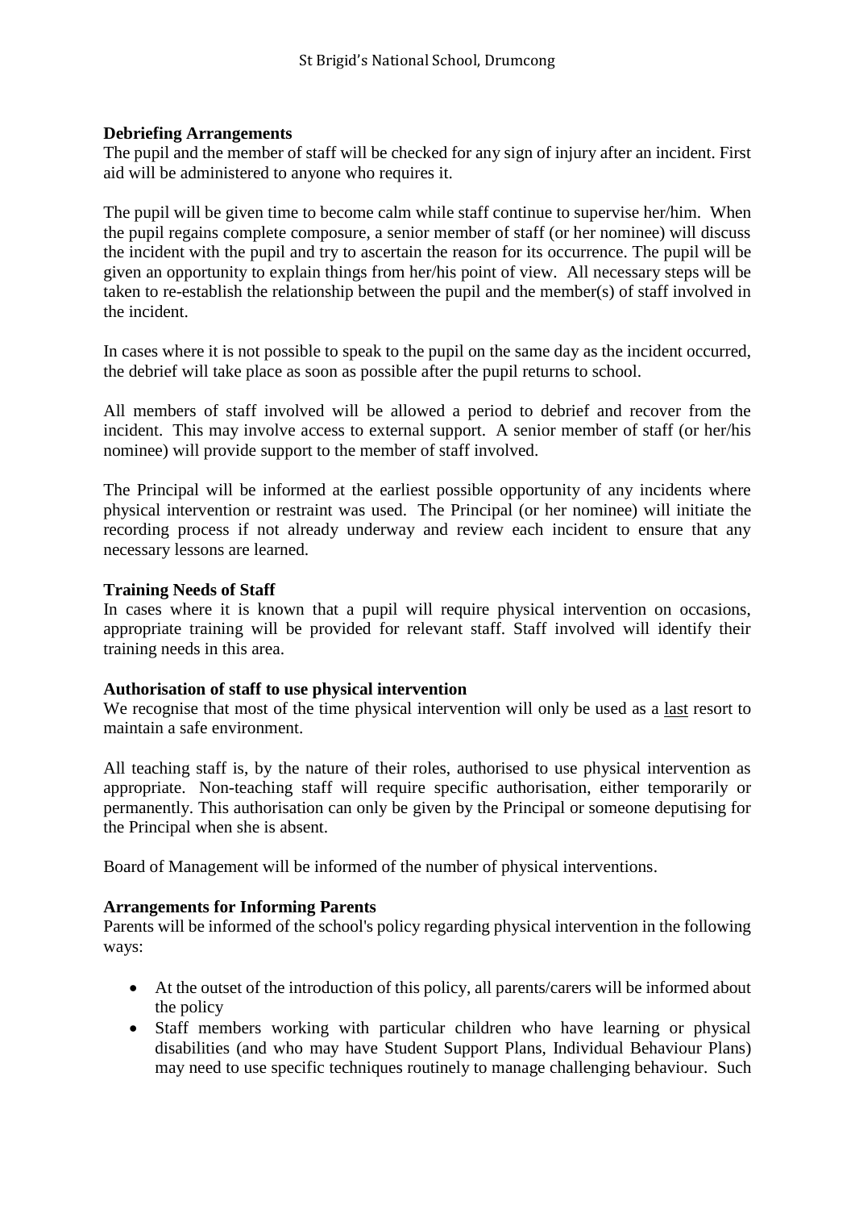**Debriefing Arrangements**
The pupil and the member of staff will be checked for any sign of injury after an incident. First aid will be administered to anyone who requires it.

The pupil will be given time to become calm while staff continue to supervise her/him. When the pupil regains complete composure, a senior member of staff (or her nominee) will discuss the incident with the pupil and try to ascertain the reason for its occurrence. The pupil will be given an opportunity to explain things from her/his point of view. All necessary steps will be taken to re-establish the relationship between the pupil and the member(s) of staff involved in the incident.

In cases where it is not possible to speak to the pupil on the same day as the incident occurred, the debrief will take place as soon as possible after the pupil returns to school.

All members of staff involved will be allowed a period to debrief and recover from the incident. This may involve access to external support. A senior member of staff (or her/his nominee) will provide support to the member of staff involved.

The Principal will be informed at the earliest possible opportunity of any incidents where physical intervention or restraint was used. The Principal (or her nominee) will initiate the recording process if not already underway and review each incident to ensure that any necessary lessons are learned.

**Training Needs of Staff**
In cases where it is known that a pupil will require physical intervention on occasions, appropriate training will be provided for relevant staff. Staff involved will identify their training needs in this area.

**Authorisation of staff to use physical intervention**
We recognise that most of the time physical intervention will only be used as a last resort to maintain a safe environment.

All teaching staff is, by the nature of their roles, authorised to use physical intervention as appropriate. Non-teaching staff will require specific authorisation, either temporarily or permanently. This authorisation can only be given by the Principal or someone deputising for the Principal when she is absent.

Board of Management will be informed of the number of physical interventions.

**Arrangements for Informing Parents**
Parents will be informed of the school's policy regarding physical intervention in the following ways:

- At the outset of the introduction of this policy, all parents/carers will be informed about the policy
- Staff members working with particular children who have learning or physical disabilities (and who may have Student Support Plans, Individual Behaviour Plans) may need to use specific techniques routinely to manage challenging behaviour. Such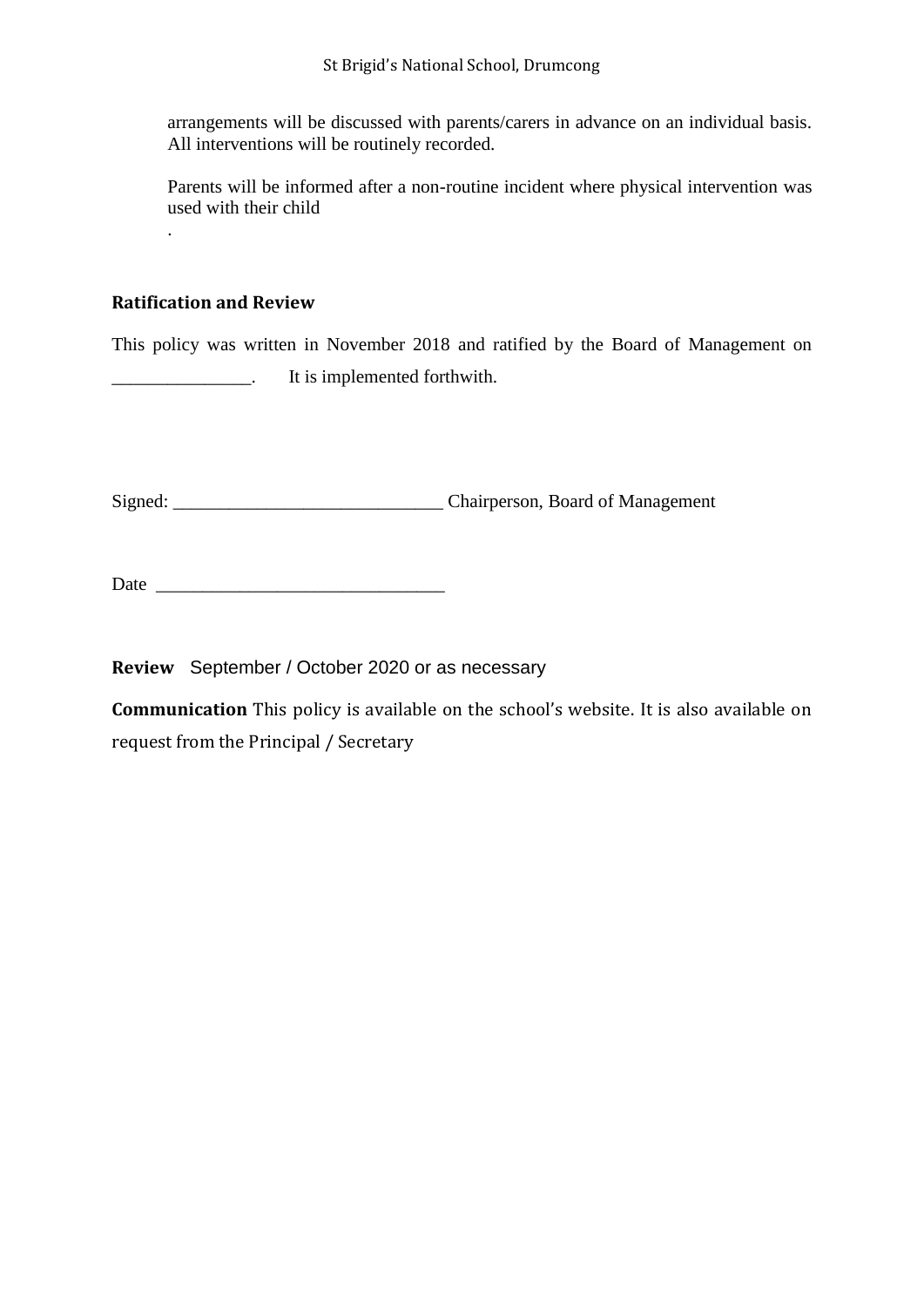arrangements will be discussed with parents/carers in advance on an individual basis. All interventions will be routinely recorded.

Parents will be informed after a non-routine incident where physical intervention was used with their child

.

**Ratification and Review**

This policy was written in November 2018 and ratified by the Board of Management on _______________. It is implemented forthwith.

Signed: _____________________________ Chairperson, Board of Management

Date _______________________________

**Review** September / October 2020 or as necessary

**Communication** This policy is available on the school's website. It is also available on request from the Principal / Secretary